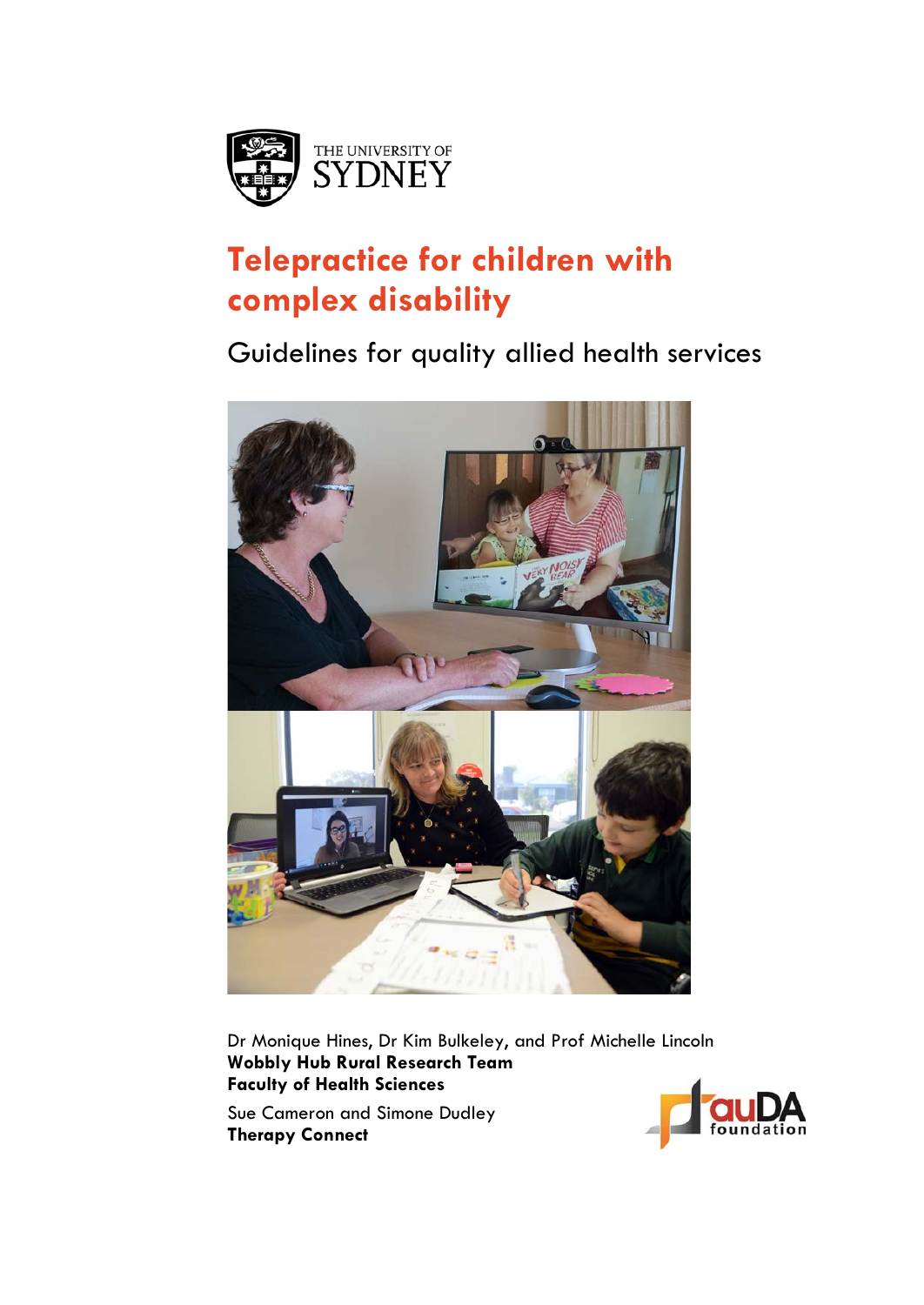THE UNIVERSITY OF SYDNEY

# Telepractice for children with complex disability

## Guidelines for quality allied health services

Dr Monique Hines, Dr Kim Bulkeley, and Prof Michelle Lincoln
**Wobbly Hub Rural Research Team**
**Faculty of Health Sciences**

Sue Cameron and Simone Dudley
**Therapy Connect**

auDA foundation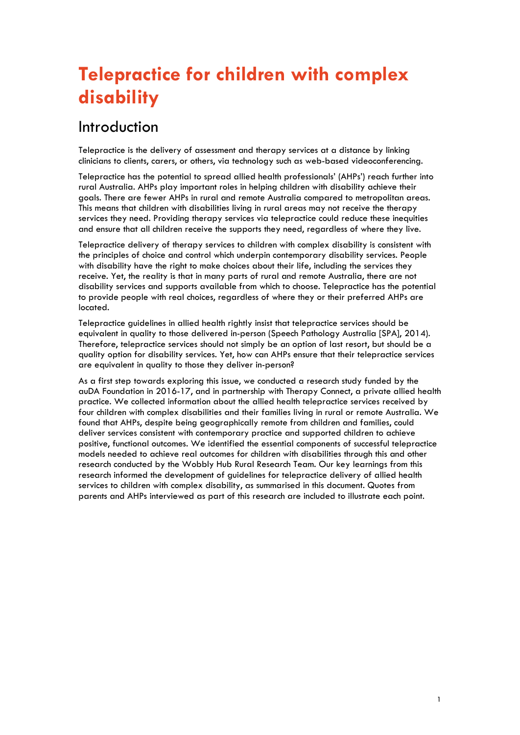# Telepractice for children with complex disability

## Introduction

Telepractice is the delivery of assessment and therapy services at a distance by linking clinicians to clients, carers, or others, via technology such as web-based videoconferencing.

Telepractice has the potential to spread allied health professionals' (AHPs') reach further into rural Australia. AHPs play important roles in helping children with disability achieve their goals. There are fewer AHPs in rural and remote Australia compared to metropolitan areas. This means that children with disabilities living in rural areas may not receive the therapy services they need. Providing therapy services via telepractice could reduce these inequities and ensure that all children receive the supports they need, regardless of where they live.

Telepractice delivery of therapy services to children with complex disability is consistent with the principles of choice and control which underpin contemporary disability services. People with disability have the right to make choices about their life, including the services they receive. Yet, the reality is that in many parts of rural and remote Australia, there are not disability services and supports available from which to choose. Telepractice has the potential to provide people with real choices, regardless of where they or their preferred AHPs are located.

Telepractice guidelines in allied health rightly insist that telepractice services should be equivalent in quality to those delivered in-person (Speech Pathology Australia [SPA], 2014). Therefore, telepractice services should not simply be an option of last resort, but should be a quality option for disability services. Yet, how can AHPs ensure that their telepractice services are equivalent in quality to those they deliver in-person?

As a first step towards exploring this issue, we conducted a research study funded by the auDA Foundation in 2016-17, and in partnership with Therapy Connect, a private allied health practice. We collected information about the allied health telepractice services received by four children with complex disabilities and their families living in rural or remote Australia. We found that AHPs, despite being geographically remote from children and families, could deliver services consistent with contemporary practice and supported children to achieve positive, functional outcomes. We identified the essential components of successful telepractice models needed to achieve real outcomes for children with disabilities through this and other research conducted by the Wobbly Hub Rural Research Team. Our key learnings from this research informed the development of guidelines for telepractice delivery of allied health services to children with complex disability, as summarised in this document. Quotes from parents and AHPs interviewed as part of this research are included to illustrate each point.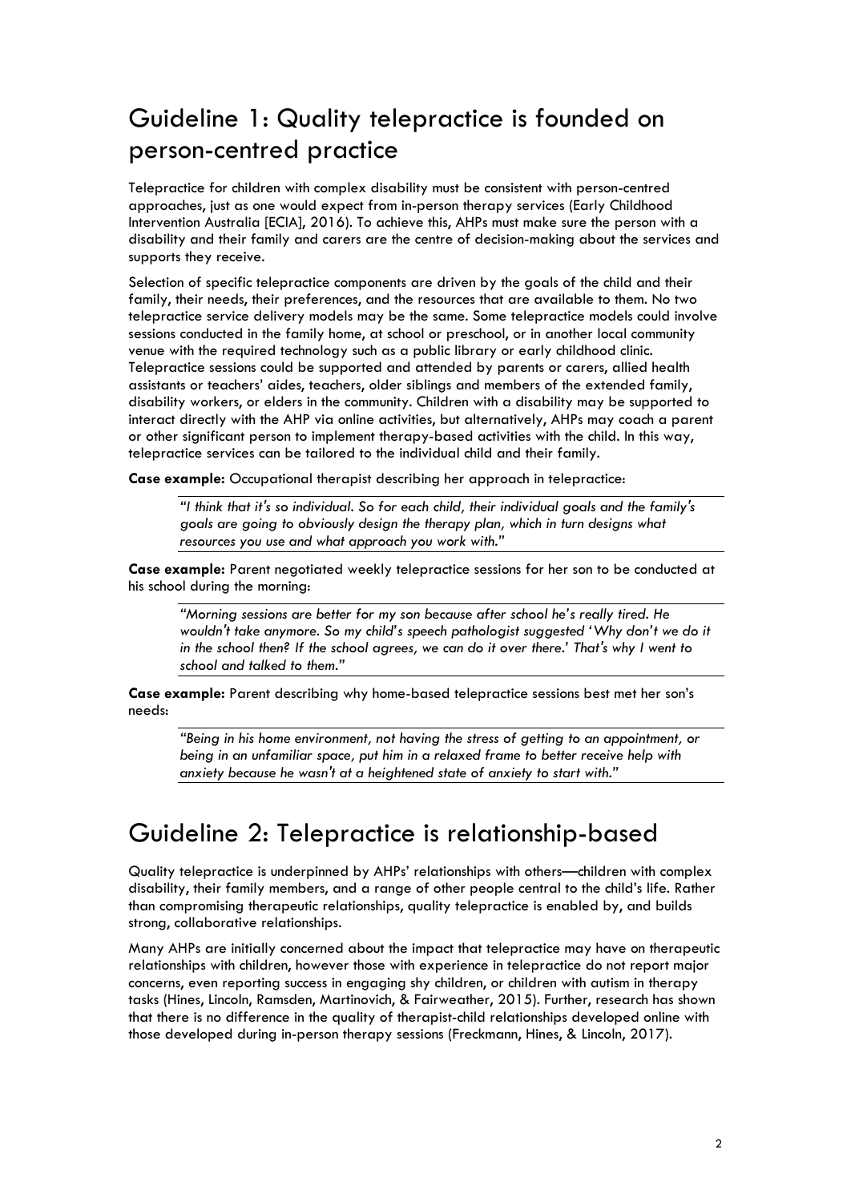## Guideline 1: Quality telepractice is founded on person-centred practice

Telepractice for children with complex disability must be consistent with person-centred approaches, just as one would expect from in-person therapy services (Early Childhood Intervention Australia [ECIA], 2016). To achieve this, AHPs must make sure the person with a disability and their family and carers are the centre of decision-making about the services and supports they receive.

Selection of specific telepractice components are driven by the goals of the child and their family, their needs, their preferences, and the resources that are available to them. No two telepractice service delivery models may be the same. Some telepractice models could involve sessions conducted in the family home, at school or preschool, or in another local community venue with the required technology such as a public library or early childhood clinic. Telepractice sessions could be supported and attended by parents or carers, allied health assistants or teachers' aides, teachers, older siblings and members of the extended family, disability workers, or elders in the community. Children with a disability may be supported to interact directly with the AHP via online activities, but alternatively, AHPs may coach a parent or other significant person to implement therapy-based activities with the child. In this way, telepractice services can be tailored to the individual child and their family.

**Case example:** Occupational therapist describing her approach in telepractice:

> *"I think that it's so individual. So for each child, their individual goals and the family's goals are going to obviously design the therapy plan, which in turn designs what resources you use and what approach you work with."*

**Case example:** Parent negotiated weekly telepractice sessions for her son to be conducted at his school during the morning:

> *"Morning sessions are better for my son because after school he's really tired. He wouldn't take anymore. So my child's speech pathologist suggested 'Why don't we do it in the school then? If the school agrees, we can do it over there.' That's why I went to school and talked to them."*

**Case example:** Parent describing why home-based telepractice sessions best met her son's needs:

> *"Being in his home environment, not having the stress of getting to an appointment, or being in an unfamiliar space, put him in a relaxed frame to better receive help with anxiety because he wasn't at a heightened state of anxiety to start with."*

## Guideline 2: Telepractice is relationship-based

Quality telepractice is underpinned by AHPs' relationships with others—children with complex disability, their family members, and a range of other people central to the child's life. Rather than compromising therapeutic relationships, quality telepractice is enabled by, and builds strong, collaborative relationships.

Many AHPs are initially concerned about the impact that telepractice may have on therapeutic relationships with children, however those with experience in telepractice do not report major concerns, even reporting success in engaging shy children, or children with autism in therapy tasks (Hines, Lincoln, Ramsden, Martinovich, & Fairweather, 2015). Further, research has shown that there is no difference in the quality of therapist-child relationships developed online with those developed during in-person therapy sessions (Freckmann, Hines, & Lincoln, 2017).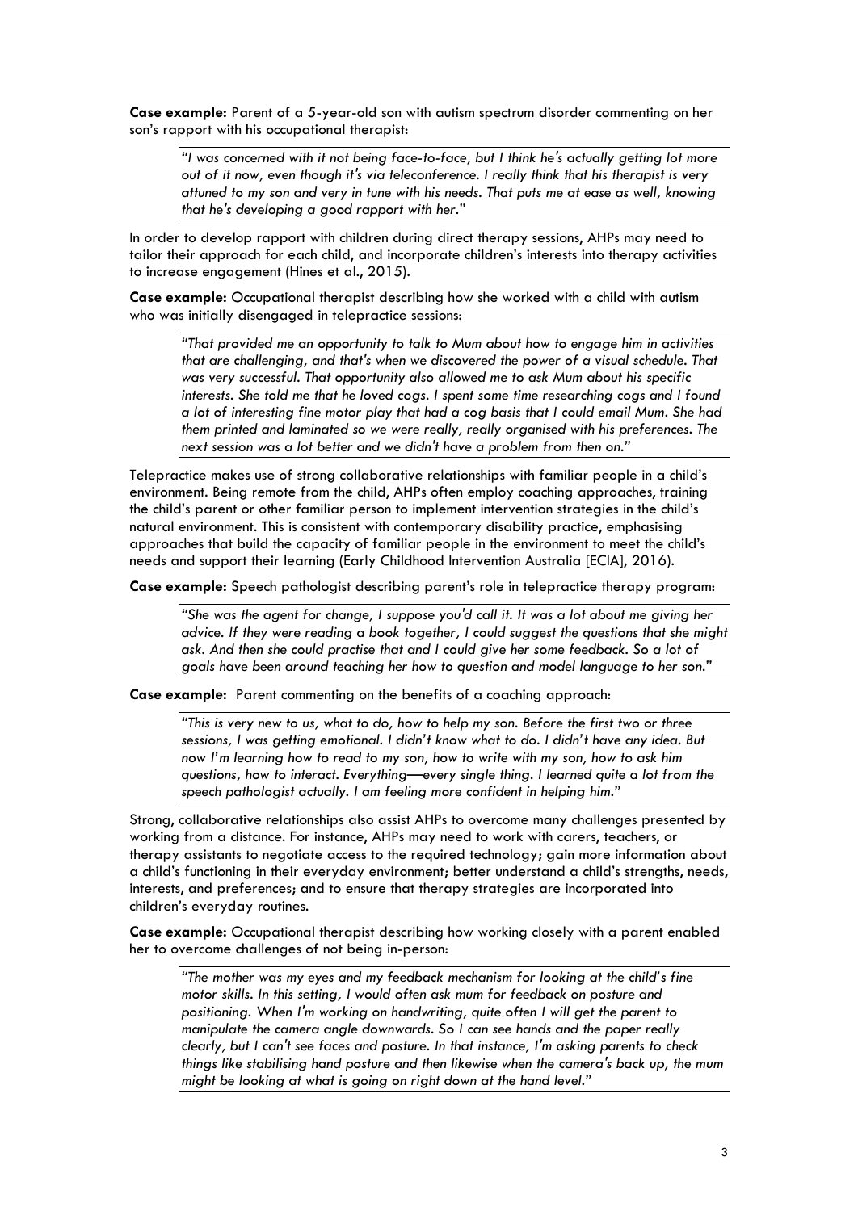**Case example:** Parent of a 5-year-old son with autism spectrum disorder commenting on her son's rapport with his occupational therapist:

> *"I was concerned with it not being face-to-face, but I think he's actually getting lot more out of it now, even though it's via teleconference. I really think that his therapist is very attuned to my son and very in tune with his needs. That puts me at ease as well, knowing that he's developing a good rapport with her."*

In order to develop rapport with children during direct therapy sessions, AHPs may need to tailor their approach for each child, and incorporate children's interests into therapy activities to increase engagement (Hines et al., 2015).

**Case example:** Occupational therapist describing how she worked with a child with autism who was initially disengaged in telepractice sessions:

> *"That provided me an opportunity to talk to Mum about how to engage him in activities that are challenging, and that's when we discovered the power of a visual schedule. That was very successful. That opportunity also allowed me to ask Mum about his specific interests. She told me that he loved cogs. I spent some time researching cogs and I found a lot of interesting fine motor play that had a cog basis that I could email Mum. She had them printed and laminated so we were really, really organised with his preferences. The next session was a lot better and we didn't have a problem from then on."*

Telepractice makes use of strong collaborative relationships with familiar people in a child's environment. Being remote from the child, AHPs often employ coaching approaches, training the child's parent or other familiar person to implement intervention strategies in the child's natural environment. This is consistent with contemporary disability practice, emphasising approaches that build the capacity of familiar people in the environment to meet the child's needs and support their learning (Early Childhood Intervention Australia [ECIA], 2016).

**Case example:** Speech pathologist describing parent's role in telepractice therapy program:

> *"She was the agent for change, I suppose you'd call it. It was a lot about me giving her advice. If they were reading a book together, I could suggest the questions that she might ask. And then she could practise that and I could give her some feedback. So a lot of goals have been around teaching her how to question and model language to her son."*

**Case example:** Parent commenting on the benefits of a coaching approach:

> *"This is very new to us, what to do, how to help my son. Before the first two or three sessions, I was getting emotional. I didn't know what to do. I didn't have any idea. But now I'm learning how to read to my son, how to write with my son, how to ask him questions, how to interact. Everything—every single thing. I learned quite a lot from the speech pathologist actually. I am feeling more confident in helping him."*

Strong, collaborative relationships also assist AHPs to overcome many challenges presented by working from a distance. For instance, AHPs may need to work with carers, teachers, or therapy assistants to negotiate access to the required technology; gain more information about a child's functioning in their everyday environment; better understand a child's strengths, needs, interests, and preferences; and to ensure that therapy strategies are incorporated into children's everyday routines.

**Case example:** Occupational therapist describing how working closely with a parent enabled her to overcome challenges of not being in-person:

> *"The mother was my eyes and my feedback mechanism for looking at the child's fine motor skills. In this setting, I would often ask mum for feedback on posture and positioning. When I'm working on handwriting, quite often I will get the parent to manipulate the camera angle downwards. So I can see hands and the paper really clearly, but I can't see faces and posture. In that instance, I'm asking parents to check things like stabilising hand posture and then likewise when the camera's back up, the mum might be looking at what is going on right down at the hand level."*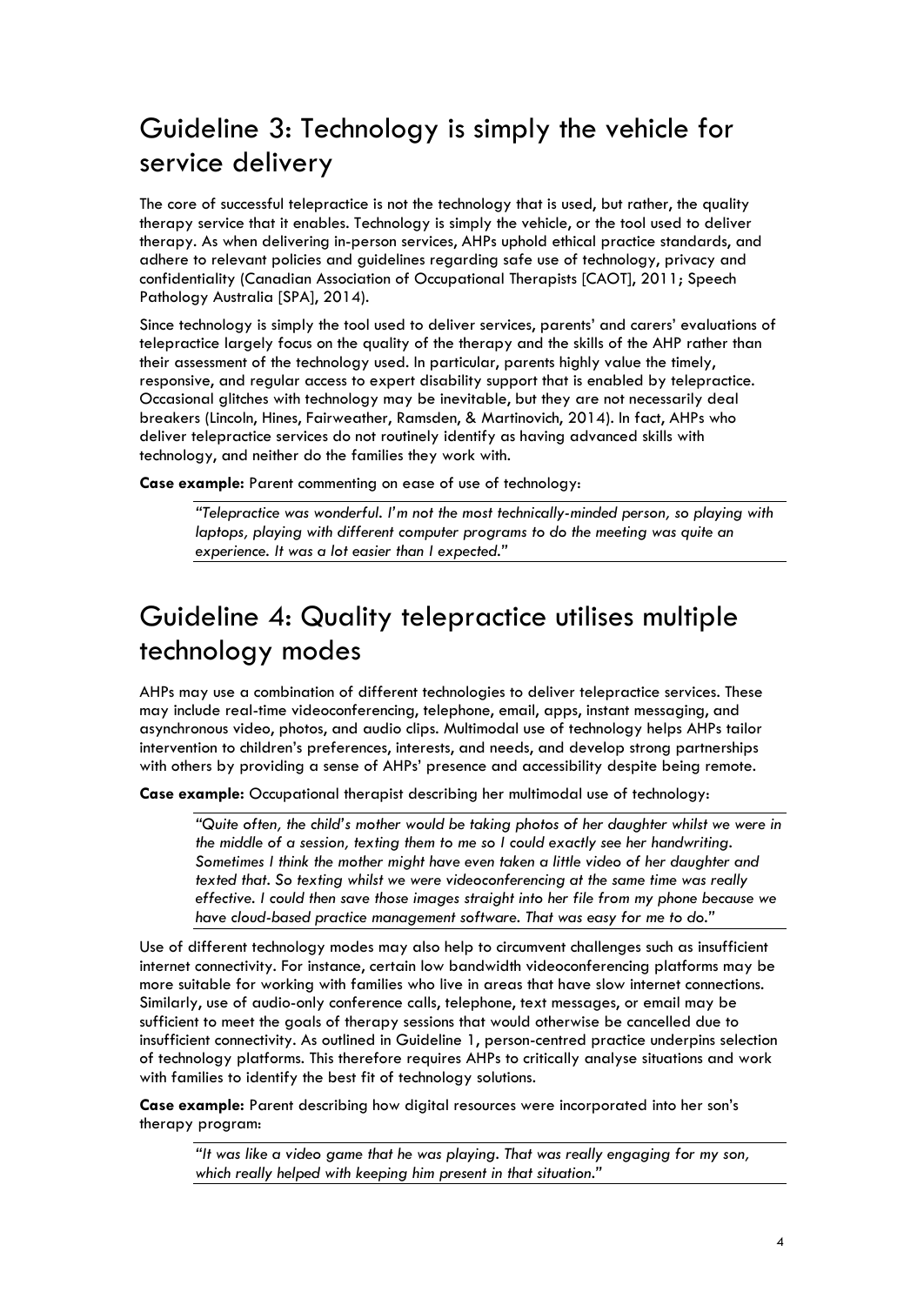# Guideline 3: Technology is simply the vehicle for service delivery

The core of successful telepractice is not the technology that is used, but rather, the quality therapy service that it enables. Technology is simply the vehicle, or the tool used to deliver therapy. As when delivering in-person services, AHPs uphold ethical practice standards, and adhere to relevant policies and guidelines regarding safe use of technology, privacy and confidentiality (Canadian Association of Occupational Therapists [CAOT], 2011; Speech Pathology Australia [SPA], 2014).

Since technology is simply the tool used to deliver services, parents' and carers' evaluations of telepractice largely focus on the quality of the therapy and the skills of the AHP rather than their assessment of the technology used. In particular, parents highly value the timely, responsive, and regular access to expert disability support that is enabled by telepractice. Occasional glitches with technology may be inevitable, but they are not necessarily deal breakers (Lincoln, Hines, Fairweather, Ramsden, & Martinovich, 2014). In fact, AHPs who deliver telepractice services do not routinely identify as having advanced skills with technology, and neither do the families they work with.

**Case example:** Parent commenting on ease of use of technology:

> *"Telepractice was wonderful. I'm not the most technically-minded person, so playing with laptops, playing with different computer programs to do the meeting was quite an experience. It was a lot easier than I expected."*

# Guideline 4: Quality telepractice utilises multiple technology modes

AHPs may use a combination of different technologies to deliver telepractice services. These may include real-time videoconferencing, telephone, email, apps, instant messaging, and asynchronous video, photos, and audio clips. Multimodal use of technology helps AHPs tailor intervention to children's preferences, interests, and needs, and develop strong partnerships with others by providing a sense of AHPs' presence and accessibility despite being remote.

**Case example:** Occupational therapist describing her multimodal use of technology:

> *"Quite often, the child's mother would be taking photos of her daughter whilst we were in the middle of a session, texting them to me so I could exactly see her handwriting. Sometimes I think the mother might have even taken a little video of her daughter and texted that. So texting whilst we were videoconferencing at the same time was really effective. I could then save those images straight into her file from my phone because we have cloud-based practice management software. That was easy for me to do."*

Use of different technology modes may also help to circumvent challenges such as insufficient internet connectivity. For instance, certain low bandwidth videoconferencing platforms may be more suitable for working with families who live in areas that have slow internet connections. Similarly, use of audio-only conference calls, telephone, text messages, or email may be sufficient to meet the goals of therapy sessions that would otherwise be cancelled due to insufficient connectivity. As outlined in Guideline 1, person-centred practice underpins selection of technology platforms. This therefore requires AHPs to critically analyse situations and work with families to identify the best fit of technology solutions.

**Case example:** Parent describing how digital resources were incorporated into her son's therapy program:

> *"It was like a video game that he was playing. That was really engaging for my son, which really helped with keeping him present in that situation."*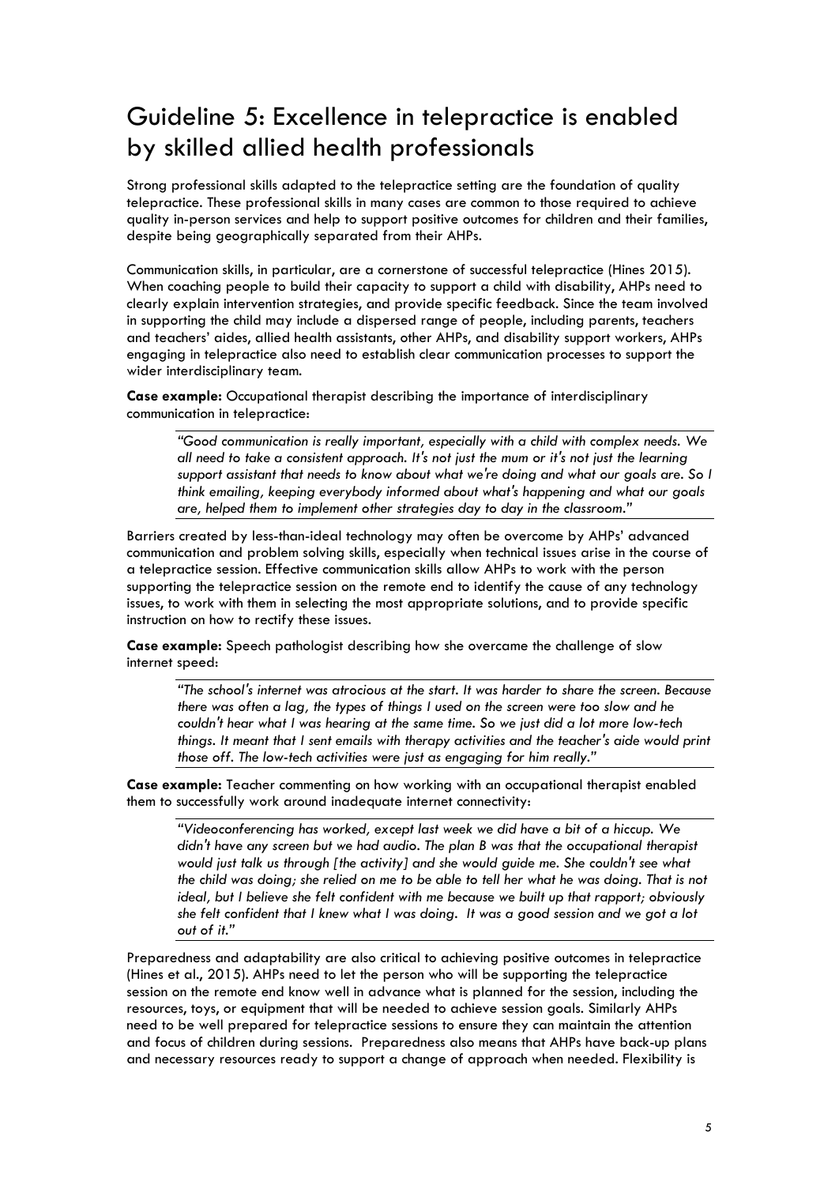# Guideline 5: Excellence in telepractice is enabled by skilled allied health professionals

Strong professional skills adapted to the telepractice setting are the foundation of quality telepractice. These professional skills in many cases are common to those required to achieve quality in-person services and help to support positive outcomes for children and their families, despite being geographically separated from their AHPs.

Communication skills, in particular, are a cornerstone of successful telepractice (Hines 2015). When coaching people to build their capacity to support a child with disability, AHPs need to clearly explain intervention strategies, and provide specific feedback. Since the team involved in supporting the child may include a dispersed range of people, including parents, teachers and teachers' aides, allied health assistants, other AHPs, and disability support workers, AHPs engaging in telepractice also need to establish clear communication processes to support the wider interdisciplinary team.

**Case example:** Occupational therapist describing the importance of interdisciplinary communication in telepractice:

> *"Good communication is really important, especially with a child with complex needs. We all need to take a consistent approach. It's not just the mum or it's not just the learning support assistant that needs to know about what we're doing and what our goals are. So I think emailing, keeping everybody informed about what's happening and what our goals are, helped them to implement other strategies day to day in the classroom."*

Barriers created by less-than-ideal technology may often be overcome by AHPs' advanced communication and problem solving skills, especially when technical issues arise in the course of a telepractice session. Effective communication skills allow AHPs to work with the person supporting the telepractice session on the remote end to identify the cause of any technology issues, to work with them in selecting the most appropriate solutions, and to provide specific instruction on how to rectify these issues.

**Case example:** Speech pathologist describing how she overcame the challenge of slow internet speed:

> *"The school's internet was atrocious at the start. It was harder to share the screen. Because there was often a lag, the types of things I used on the screen were too slow and he couldn't hear what I was hearing at the same time. So we just did a lot more low-tech things. It meant that I sent emails with therapy activities and the teacher's aide would print those off. The low-tech activities were just as engaging for him really."*

**Case example:** Teacher commenting on how working with an occupational therapist enabled them to successfully work around inadequate internet connectivity:

> *"Videoconferencing has worked, except last week we did have a bit of a hiccup. We didn't have any screen but we had audio. The plan B was that the occupational therapist would just talk us through [the activity] and she would guide me. She couldn't see what the child was doing; she relied on me to be able to tell her what he was doing. That is not ideal, but I believe she felt confident with me because we built up that rapport; obviously she felt confident that I knew what I was doing. It was a good session and we got a lot out of it."*

Preparedness and adaptability are also critical to achieving positive outcomes in telepractice (Hines et al., 2015). AHPs need to let the person who will be supporting the telepractice session on the remote end know well in advance what is planned for the session, including the resources, toys, or equipment that will be needed to achieve session goals. Similarly AHPs need to be well prepared for telepractice sessions to ensure they can maintain the attention and focus of children during sessions. Preparedness also means that AHPs have back-up plans and necessary resources ready to support a change of approach when needed. Flexibility is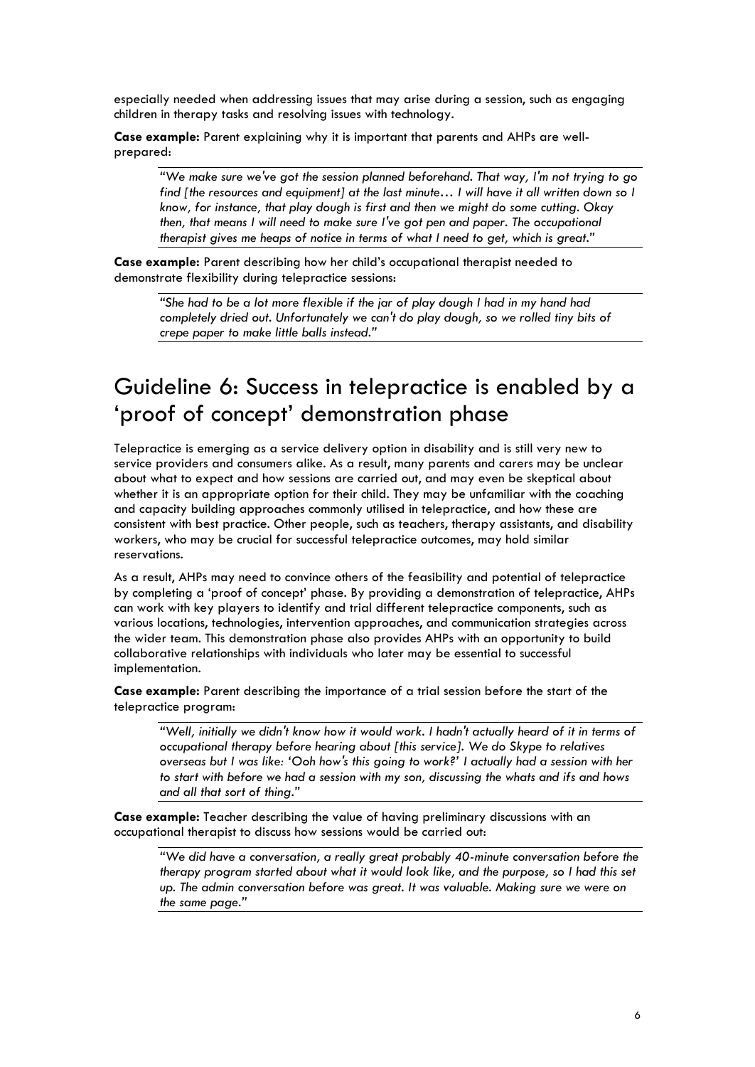especially needed when addressing issues that may arise during a session, such as engaging children in therapy tasks and resolving issues with technology.

**Case example:** Parent explaining why it is important that parents and AHPs are well-prepared:

> *"We make sure we've got the session planned beforehand. That way, I'm not trying to go find [the resources and equipment] at the last minute… I will have it all written down so I know, for instance, that play dough is first and then we might do some cutting. Okay then, that means I will need to make sure I've got pen and paper. The occupational therapist gives me heaps of notice in terms of what I need to get, which is great."*

**Case example:** Parent describing how her child's occupational therapist needed to demonstrate flexibility during telepractice sessions:

> *"She had to be a lot more flexible if the jar of play dough I had in my hand had completely dried out. Unfortunately we can't do play dough, so we rolled tiny bits of crepe paper to make little balls instead."*

# Guideline 6: Success in telepractice is enabled by a 'proof of concept' demonstration phase

Telepractice is emerging as a service delivery option in disability and is still very new to service providers and consumers alike. As a result, many parents and carers may be unclear about what to expect and how sessions are carried out, and may even be skeptical about whether it is an appropriate option for their child. They may be unfamiliar with the coaching and capacity building approaches commonly utilised in telepractice, and how these are consistent with best practice. Other people, such as teachers, therapy assistants, and disability workers, who may be crucial for successful telepractice outcomes, may hold similar reservations.

As a result, AHPs may need to convince others of the feasibility and potential of telepractice by completing a 'proof of concept' phase. By providing a demonstration of telepractice, AHPs can work with key players to identify and trial different telepractice components, such as various locations, technologies, intervention approaches, and communication strategies across the wider team. This demonstration phase also provides AHPs with an opportunity to build collaborative relationships with individuals who later may be essential to successful implementation.

**Case example:** Parent describing the importance of a trial session before the start of the telepractice program:

> *"Well, initially we didn't know how it would work. I hadn't actually heard of it in terms of occupational therapy before hearing about [this service]. We do Skype to relatives overseas but I was like: 'Ooh how's this going to work?' I actually had a session with her to start with before we had a session with my son, discussing the whats and ifs and hows and all that sort of thing."*

**Case example:** Teacher describing the value of having preliminary discussions with an occupational therapist to discuss how sessions would be carried out:

> *"We did have a conversation, a really great probably 40-minute conversation before the therapy program started about what it would look like, and the purpose, so I had this set up. The admin conversation before was great. It was valuable. Making sure we were on the same page."*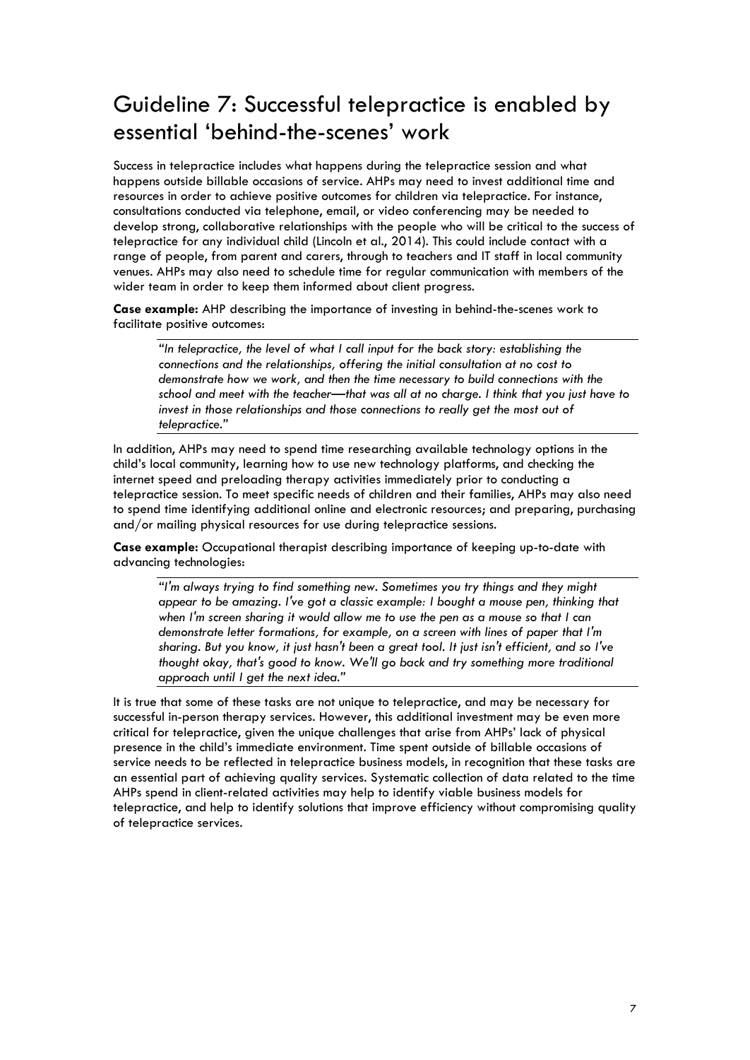# Guideline 7: Successful telepractice is enabled by essential 'behind-the-scenes' work

Success in telepractice includes what happens during the telepractice session and what happens outside billable occasions of service. AHPs may need to invest additional time and resources in order to achieve positive outcomes for children via telepractice. For instance, consultations conducted via telephone, email, or video conferencing may be needed to develop strong, collaborative relationships with the people who will be critical to the success of telepractice for any individual child (Lincoln et al., 2014). This could include contact with a range of people, from parent and carers, through to teachers and IT staff in local community venues. AHPs may also need to schedule time for regular communication with members of the wider team in order to keep them informed about client progress.

**Case example:** AHP describing the importance of investing in behind-the-scenes work to facilitate positive outcomes:

> *"In telepractice, the level of what I call input for the back story: establishing the connections and the relationships, offering the initial consultation at no cost to demonstrate how we work, and then the time necessary to build connections with the school and meet with the teacher—that was all at no charge. I think that you just have to invest in those relationships and those connections to really get the most out of telepractice."*

In addition, AHPs may need to spend time researching available technology options in the child's local community, learning how to use new technology platforms, and checking the internet speed and preloading therapy activities immediately prior to conducting a telepractice session. To meet specific needs of children and their families, AHPs may also need to spend time identifying additional online and electronic resources; and preparing, purchasing and/or mailing physical resources for use during telepractice sessions.

**Case example:** Occupational therapist describing importance of keeping up-to-date with advancing technologies:

> *"I'm always trying to find something new. Sometimes you try things and they might appear to be amazing. I've got a classic example: I bought a mouse pen, thinking that when I'm screen sharing it would allow me to use the pen as a mouse so that I can demonstrate letter formations, for example, on a screen with lines of paper that I'm sharing. But you know, it just hasn't been a great tool. It just isn't efficient, and so I've thought okay, that's good to know. We'll go back and try something more traditional approach until I get the next idea."*

It is true that some of these tasks are not unique to telepractice, and may be necessary for successful in-person therapy services. However, this additional investment may be even more critical for telepractice, given the unique challenges that arise from AHPs' lack of physical presence in the child's immediate environment. Time spent outside of billable occasions of service needs to be reflected in telepractice business models, in recognition that these tasks are an essential part of achieving quality services. Systematic collection of data related to the time AHPs spend in client-related activities may help to identify viable business models for telepractice, and help to identify solutions that improve efficiency without compromising quality of telepractice services.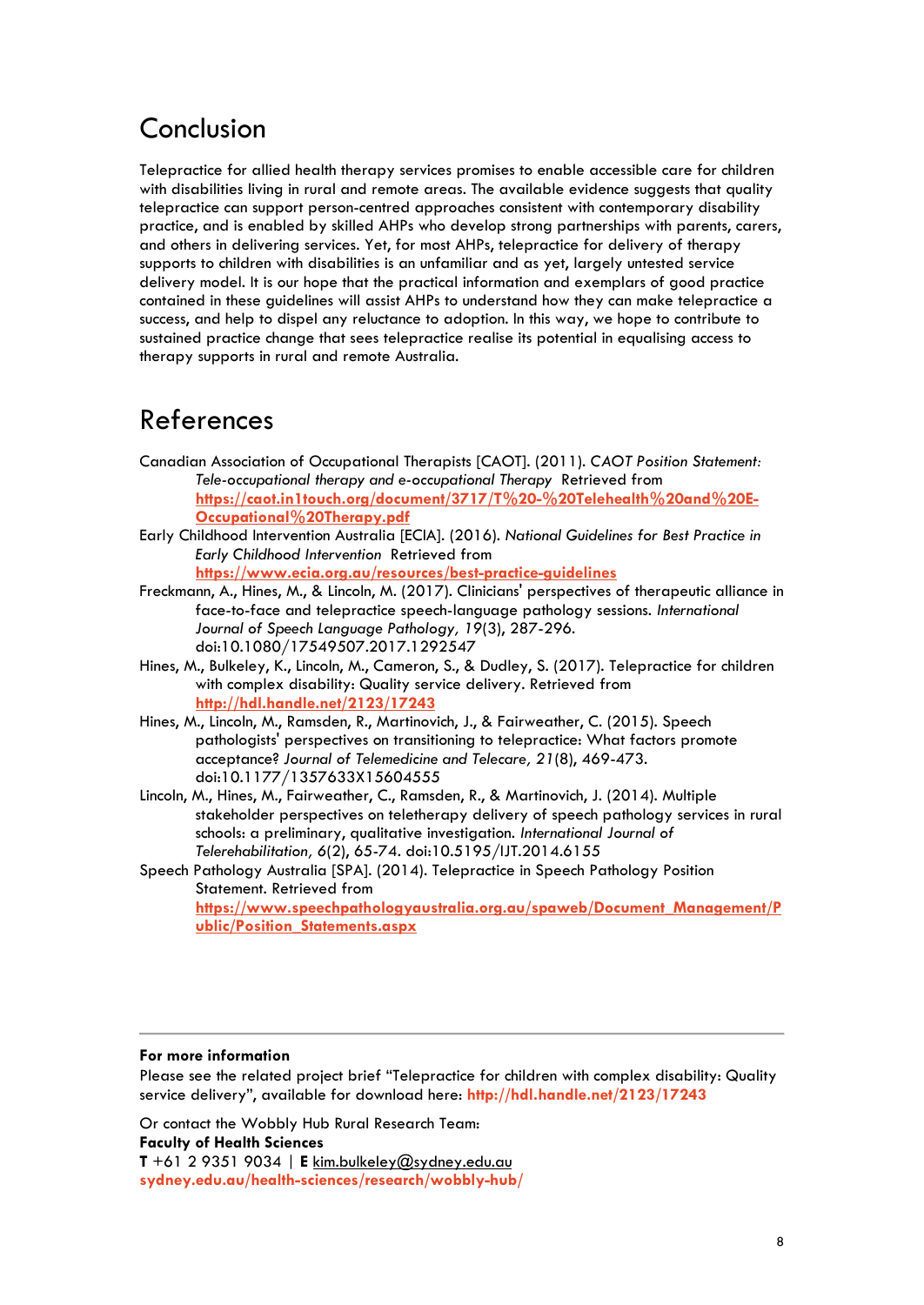## Conclusion

Telepractice for allied health therapy services promises to enable accessible care for children with disabilities living in rural and remote areas. The available evidence suggests that quality telepractice can support person-centred approaches consistent with contemporary disability practice, and is enabled by skilled AHPs who develop strong partnerships with parents, carers, and others in delivering services. Yet, for most AHPs, telepractice for delivery of therapy supports to children with disabilities is an unfamiliar and as yet, largely untested service delivery model. It is our hope that the practical information and exemplars of good practice contained in these guidelines will assist AHPs to understand how they can make telepractice a success, and help to dispel any reluctance to adoption. In this way, we hope to contribute to sustained practice change that sees telepractice realise its potential in equalising access to therapy supports in rural and remote Australia.

## References

Canadian Association of Occupational Therapists [CAOT]. (2011). *CAOT Position Statement: Tele-occupational therapy and e-occupational Therapy* Retrieved from https://caot.in1touch.org/document/3717/T%20-%20Telehealth%20and%20E-Occupational%20Therapy.pdf

Early Childhood Intervention Australia [ECIA]. (2016). *National Guidelines for Best Practice in Early Childhood Intervention* Retrieved from https://www.ecia.org.au/resources/best-practice-guidelines

Freckmann, A., Hines, M., & Lincoln, M. (2017). Clinicians' perspectives of therapeutic alliance in face-to-face and telepractice speech-language pathology sessions. *International Journal of Speech Language Pathology, 19*(3), 287-296. doi:10.1080/17549507.2017.1292547

Hines, M., Bulkeley, K., Lincoln, M., Cameron, S., & Dudley, S. (2017). Telepractice for children with complex disability: Quality service delivery. Retrieved from http://hdl.handle.net/2123/17243

Hines, M., Lincoln, M., Ramsden, R., Martinovich, J., & Fairweather, C. (2015). Speech pathologists' perspectives on transitioning to telepractice: What factors promote acceptance? *Journal of Telemedicine and Telecare, 21*(8), 469-473. doi:10.1177/1357633X15604555

Lincoln, M., Hines, M., Fairweather, C., Ramsden, R., & Martinovich, J. (2014). Multiple stakeholder perspectives on teletherapy delivery of speech pathology services in rural schools: a preliminary, qualitative investigation. *International Journal of Telerehabilitation, 6*(2), 65-74. doi:10.5195/IJT.2014.6155

Speech Pathology Australia [SPA]. (2014). Telepractice in Speech Pathology Position Statement. Retrieved from https://www.speechpathologyaustralia.org.au/spaweb/Document_Management/Public/Position_Statements.aspx

---

**For more information**

Please see the related project brief "Telepractice for children with complex disability: Quality service delivery", available for download here: **http://hdl.handle.net/2123/17243**

Or contact the Wobbly Hub Rural Research Team:
**Faculty of Health Sciences**
**T** +61 2 9351 9034 | **E** kim.bulkeley@sydney.edu.au
**sydney.edu.au/health-sciences/research/wobbly-hub/**